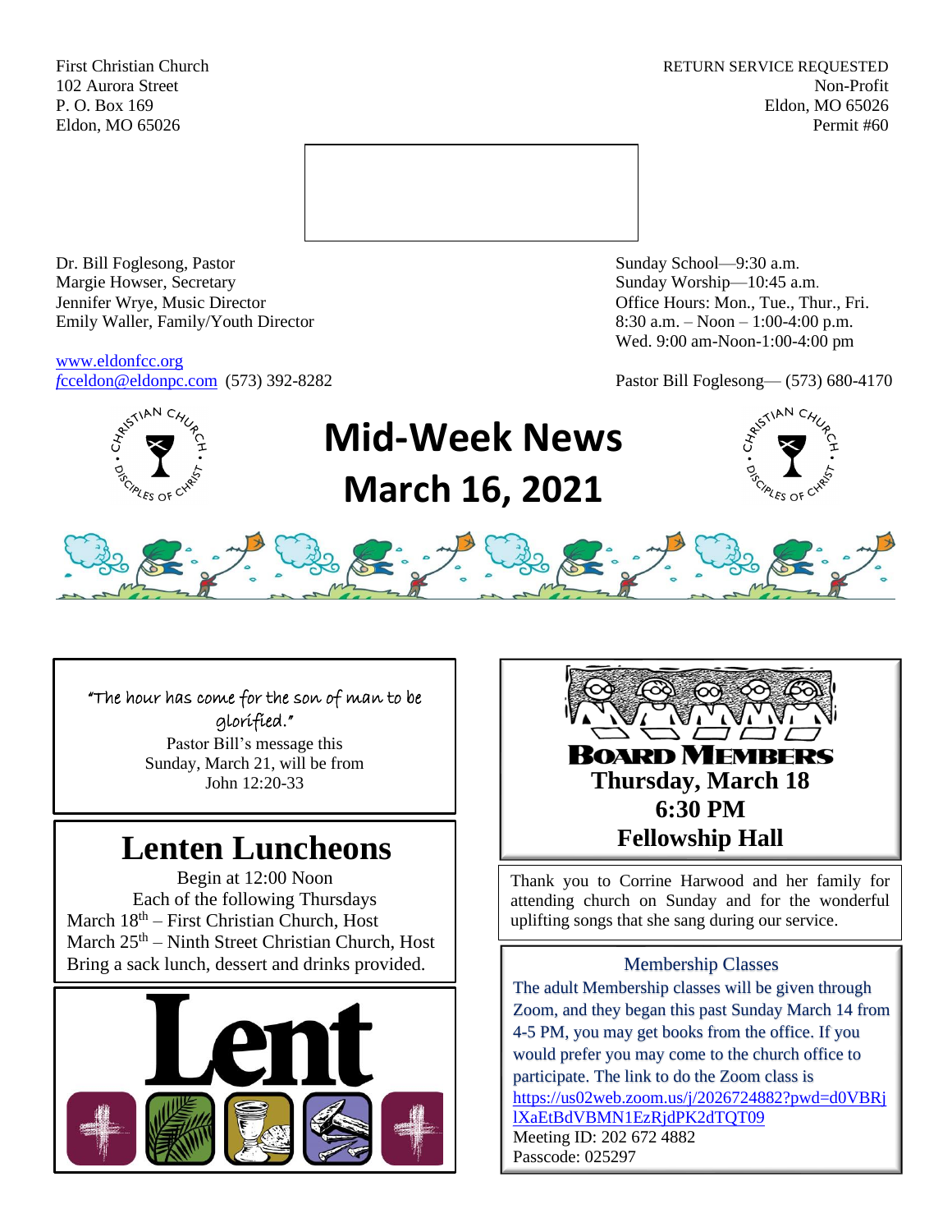First Christian Church
102 Aurora Street
P. O. Box 169
Eldon, MO 65026

RETURN SERVICE REQUESTED
Non-Profit
Eldon, MO 65026
Permit #60

Dr. Bill Foglesong, Pastor
Margie Howser, Secretary
Jennifer Wrye, Music Director
Emily Waller, Family/Youth Director

www.eldonfcc.org
fcceldon@eldonpc.com (573) 392-8282

Sunday School—9:30 a.m.
Sunday Worship—10:45 a.m.
Office Hours: Mon., Tue., Thur., Fri.
8:30 a.m. – Noon – 1:00-4:00 p.m.
Wed. 9:00 am-Noon-1:00-4:00 pm

Pastor Bill Foglesong— (573) 680-4170

# Mid-Week News
# March 16, 2021

"The hour has come for the son of man to be glorified."
Pastor Bill's message this Sunday, March 21, will be from John 12:20-33

## Lenten Luncheons

Begin at 12:00 Noon
Each of the following Thursdays
March 18th – First Christian Church, Host
March 25th – Ninth Street Christian Church, Host
Bring a sack lunch, dessert and drinks provided.

**Lent**

**BOARD MEMBERS**
**Thursday, March 18**
**6:30 PM**
**Fellowship Hall**

Thank you to Corrine Harwood and her family for attending church on Sunday and for the wonderful uplifting songs that she sang during our service.

### Membership Classes

The adult Membership classes will be given through Zoom, and they began this past Sunday March 14 from 4-5 PM, you may get books from the office. If you would prefer you may come to the church office to participate. The link to do the Zoom class is https://us02web.zoom.us/j/2026724882?pwd=d0VBRjlXaEtBdVBMN1EzRjdPK2dTQT09
Meeting ID: 202 672 4882
Passcode: 025297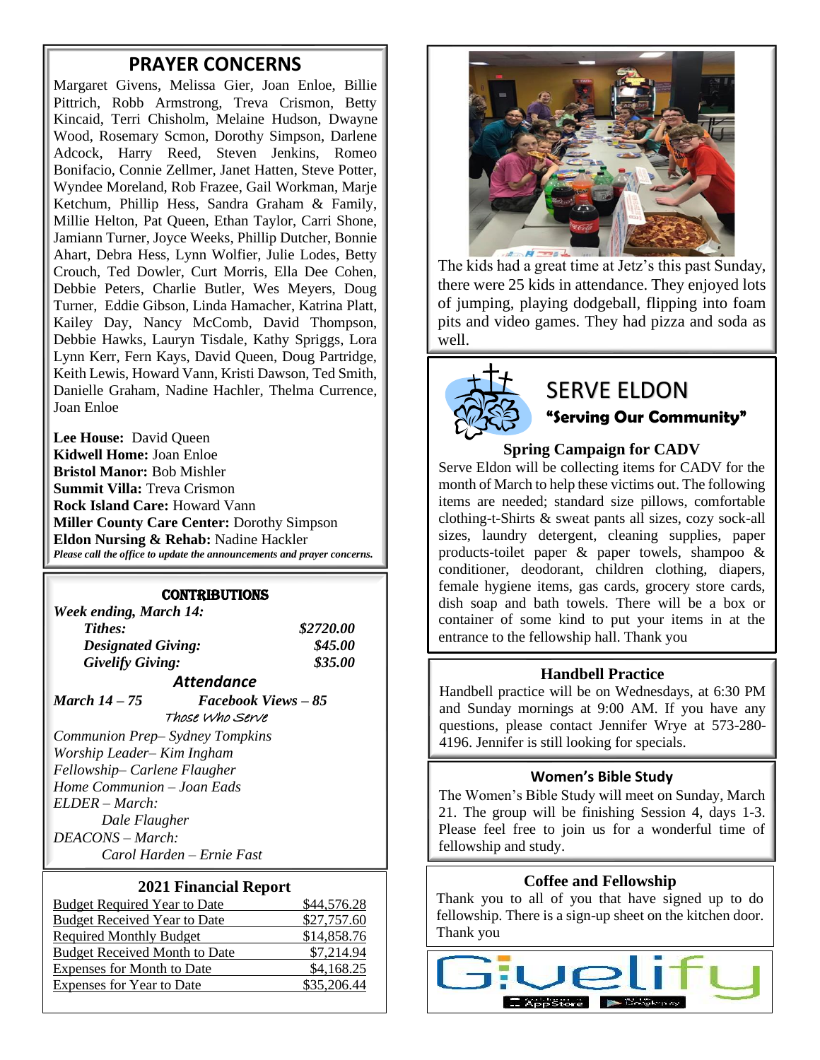## PRAYER CONCERNS

Margaret Givens, Melissa Gier, Joan Enloe, Billie Pittrich, Robb Armstrong, Treva Crismon, Betty Kincaid, Terri Chisholm, Melaine Hudson, Dwayne Wood, Rosemary Scmon, Dorothy Simpson, Darlene Adcock, Harry Reed, Steven Jenkins, Romeo Bonifacio, Connie Zellmer, Janet Hatten, Steve Potter, Wyndee Moreland, Rob Frazee, Gail Workman, Marje Ketchum, Phillip Hess, Sandra Graham & Family, Millie Helton, Pat Queen, Ethan Taylor, Carri Shone, Jamiann Turner, Joyce Weeks, Phillip Dutcher, Bonnie Ahart, Debra Hess, Lynn Wolfier, Julie Lodes, Betty Crouch, Ted Dowler, Curt Morris, Ella Dee Cohen, Debbie Peters, Charlie Butler, Wes Meyers, Doug Turner, Eddie Gibson, Linda Hamacher, Katrina Platt, Kailey Day, Nancy McComb, David Thompson, Debbie Hawks, Lauryn Tisdale, Kathy Spriggs, Lora Lynn Kerr, Fern Kays, David Queen, Doug Partridge, Keith Lewis, Howard Vann, Kristi Dawson, Ted Smith, Danielle Graham, Nadine Hachler, Thelma Currence, Joan Enloe

**Lee House:** David Queen
**Kidwell Home:** Joan Enloe
**Bristol Manor:** Bob Mishler
**Summit Villa:** Treva Crismon
**Rock Island Care:** Howard Vann
**Miller County Care Center:** Dorothy Simpson
**Eldon Nursing & Rehab:** Nadine Hackler

***Please call the office to update the announcements and prayer concerns.***

### CONTRIBUTIONS

***Week ending, March 14:***

| | |
|---|---|
| ***Tithes:*** | ***$2720.00*** |
| ***Designated Giving:*** | ***$45.00*** |
| ***Givelify Giving:*** | ***$35.00*** |

### *Attendance*

***March 14 – 75*** ***Facebook Views – 85***

*Those Who Serve*

*Communion Prep– Sydney Tompkins*
*Worship Leader– Kim Ingham*
*Fellowship– Carlene Flaugher*
*Home Communion – Joan Eads*
*ELDER – March:*
*Dale Flaugher*
*DEACONS – March:*
*Carol Harden – Ernie Fast*

### 2021 Financial Report

| | |
|---|---|
| Budget Required Year to Date | $44,576.28 |
| Budget Received Year to Date | $27,757.60 |
| Required Monthly Budget | $14,858.76 |
| Budget Received Month to Date | $7,214.94 |
| Expenses for Month to Date | $4,168.25 |
| Expenses for Year to Date | $35,206.44 |

The kids had a great time at Jetz's this past Sunday, there were 25 kids in attendance. They enjoyed lots of jumping, playing dodgeball, flipping into foam pits and video games. They had pizza and soda as well.

## SERVE ELDON

**"Serving Our Community"**

### Spring Campaign for CADV

Serve Eldon will be collecting items for CADV for the month of March to help these victims out. The following items are needed; standard size pillows, comfortable clothing-t-Shirts & sweat pants all sizes, cozy sock-all sizes, laundry detergent, cleaning supplies, paper products-toilet paper & paper towels, shampoo & conditioner, deodorant, children clothing, diapers, female hygiene items, gas cards, grocery store cards, dish soap and bath towels. There will be a box or container of some kind to put your items in at the entrance to the fellowship hall. Thank you

### Handbell Practice

Handbell practice will be on Wednesdays, at 6:30 PM and Sunday mornings at 9:00 AM. If you have any questions, please contact Jennifer Wrye at 573-280-4196. Jennifer is still looking for specials.

### Women's Bible Study

The Women's Bible Study will meet on Sunday, March 21. The group will be finishing Session 4, days 1-3. Please feel free to join us for a wonderful time of fellowship and study.

### Coffee and Fellowship

Thank you to all of you that have signed up to do fellowship. There is a sign-up sheet on the kitchen door. Thank you

Givelify